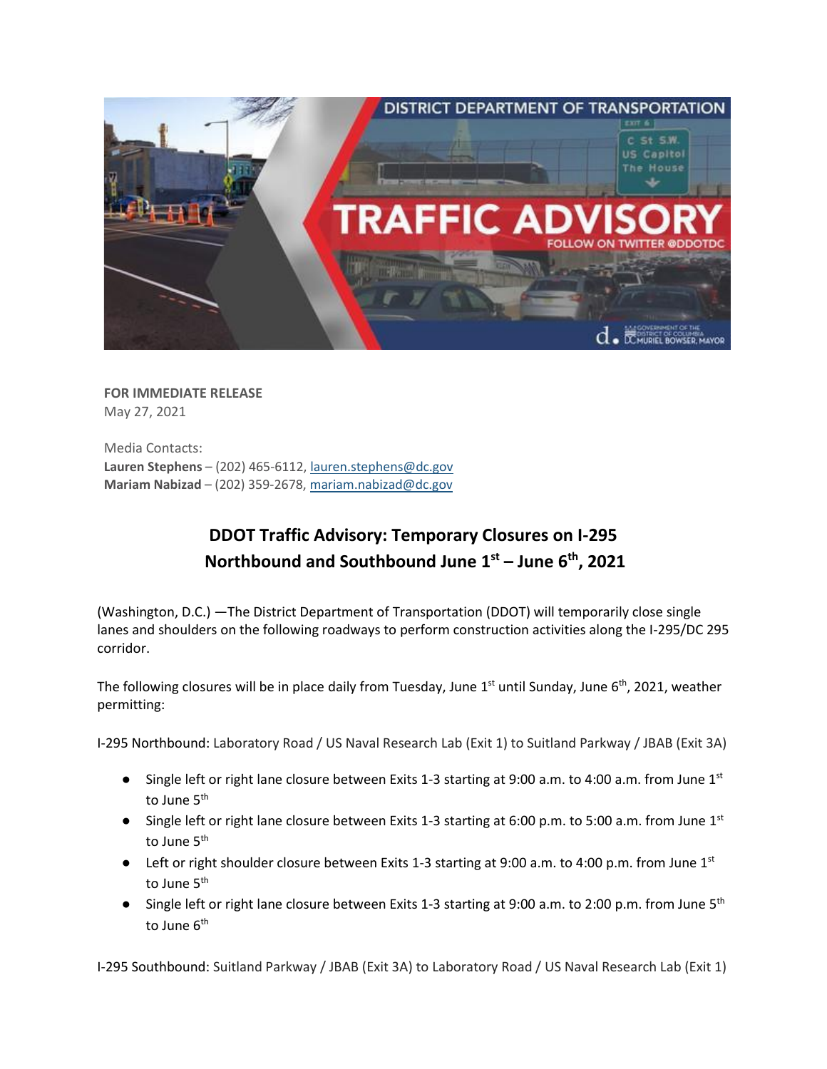FOR IMMEDIATE RELEASE
May 27, 2021

Media Contacts:
**Lauren Stephens** – (202) 465-6112, lauren.stephens@dc.gov
**Mariam Nabizad** – (202) 359-2678, mariam.nabizad@dc.gov

## DDOT Traffic Advisory: Temporary Closures on I-295 Northbound and Southbound June 1st – June 6th, 2021

(Washington, D.C.) —The District Department of Transportation (DDOT) will temporarily close single lanes and shoulders on the following roadways to perform construction activities along the I-295/DC 295 corridor.

The following closures will be in place daily from Tuesday, June 1st until Sunday, June 6th, 2021, weather permitting:

I-295 Northbound: Laboratory Road / US Naval Research Lab (Exit 1) to Suitland Parkway / JBAB (Exit 3A)

- Single left or right lane closure between Exits 1-3 starting at 9:00 a.m. to 4:00 a.m. from June 1st to June 5th
- Single left or right lane closure between Exits 1-3 starting at 6:00 p.m. to 5:00 a.m. from June 1st to June 5th
- Left or right shoulder closure between Exits 1-3 starting at 9:00 a.m. to 4:00 p.m. from June 1st to June 5th
- Single left or right lane closure between Exits 1-3 starting at 9:00 a.m. to 2:00 p.m. from June 5th to June 6th

I-295 Southbound: Suitland Parkway / JBAB (Exit 3A) to Laboratory Road / US Naval Research Lab (Exit 1)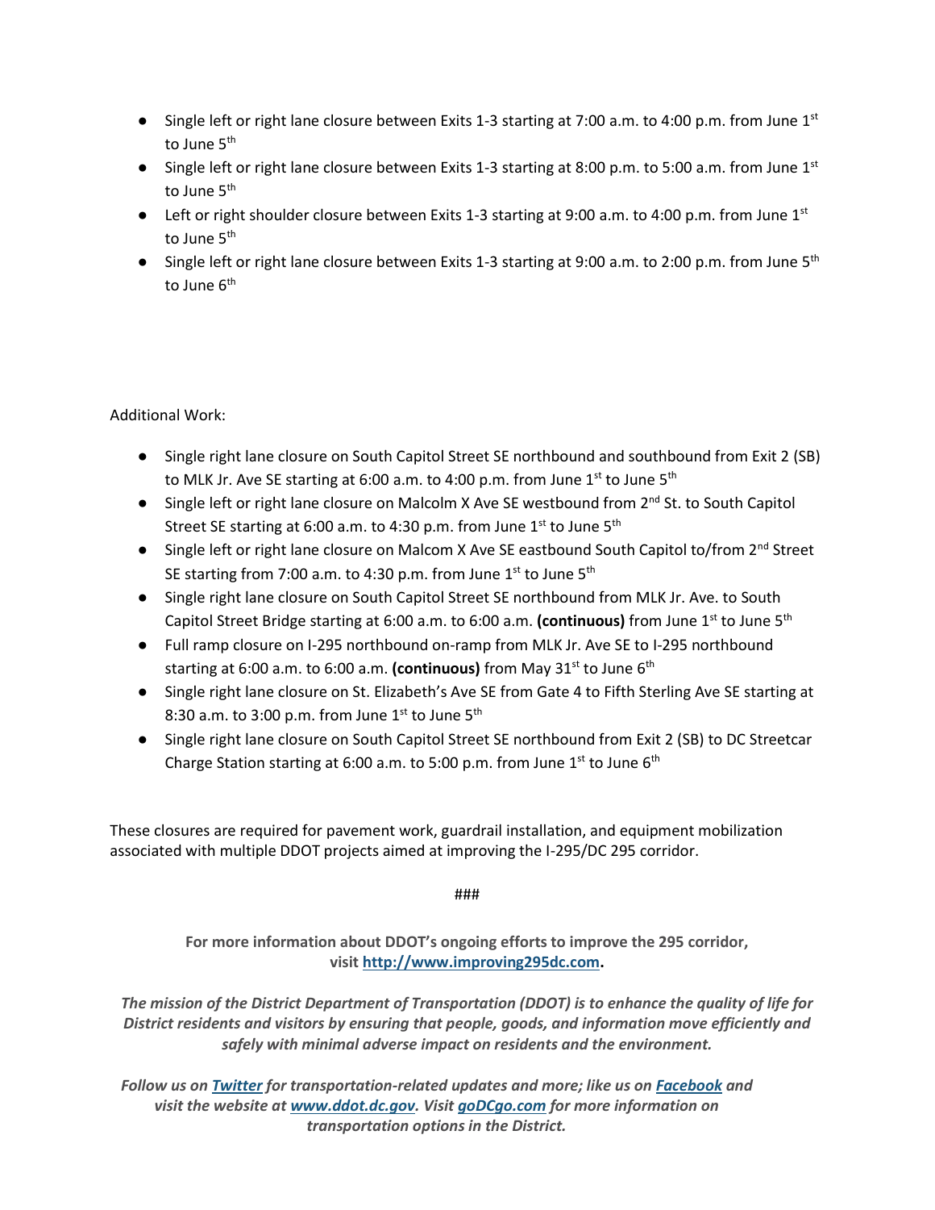- Single left or right lane closure between Exits 1-3 starting at 7:00 a.m. to 4:00 p.m. from June 1st to June 5th
- Single left or right lane closure between Exits 1-3 starting at 8:00 p.m. to 5:00 a.m. from June 1st to June 5th
- Left or right shoulder closure between Exits 1-3 starting at 9:00 a.m. to 4:00 p.m. from June 1st to June 5th
- Single left or right lane closure between Exits 1-3 starting at 9:00 a.m. to 2:00 p.m. from June 5th to June 6th

Additional Work:

- Single right lane closure on South Capitol Street SE northbound and southbound from Exit 2 (SB) to MLK Jr. Ave SE starting at 6:00 a.m. to 4:00 p.m. from June 1st to June 5th
- Single left or right lane closure on Malcolm X Ave SE westbound from 2nd St. to South Capitol Street SE starting at 6:00 a.m. to 4:30 p.m. from June 1st to June 5th
- Single left or right lane closure on Malcom X Ave SE eastbound South Capitol to/from 2nd Street SE starting from 7:00 a.m. to 4:30 p.m. from June 1st to June 5th
- Single right lane closure on South Capitol Street SE northbound from MLK Jr. Ave. to South Capitol Street Bridge starting at 6:00 a.m. to 6:00 a.m. **(continuous)** from June 1st to June 5th
- Full ramp closure on I-295 northbound on-ramp from MLK Jr. Ave SE to I-295 northbound starting at 6:00 a.m. to 6:00 a.m. **(continuous)** from May 31st to June 6th
- Single right lane closure on St. Elizabeth's Ave SE from Gate 4 to Fifth Sterling Ave SE starting at 8:30 a.m. to 3:00 p.m. from June 1st to June 5th
- Single right lane closure on South Capitol Street SE northbound from Exit 2 (SB) to DC Streetcar Charge Station starting at 6:00 a.m. to 5:00 p.m. from June 1st to June 6th

These closures are required for pavement work, guardrail installation, and equipment mobilization associated with multiple DDOT projects aimed at improving the I-295/DC 295 corridor.

###

**For more information about DDOT's ongoing efforts to improve the 295 corridor, visit [http://www.improving295dc.com](http://www.improving295dc.com).**

***The mission of the District Department of Transportation (DDOT) is to enhance the quality of life for District residents and visitors by ensuring that people, goods, and information move efficiently and safely with minimal adverse impact on residents and the environment.***

***Follow us on Twitter for transportation-related updates and more; like us on Facebook and visit the website at [www.ddot.dc.gov](http://www.ddot.dc.gov). Visit goDCgo.com for more information on transportation options in the District.***